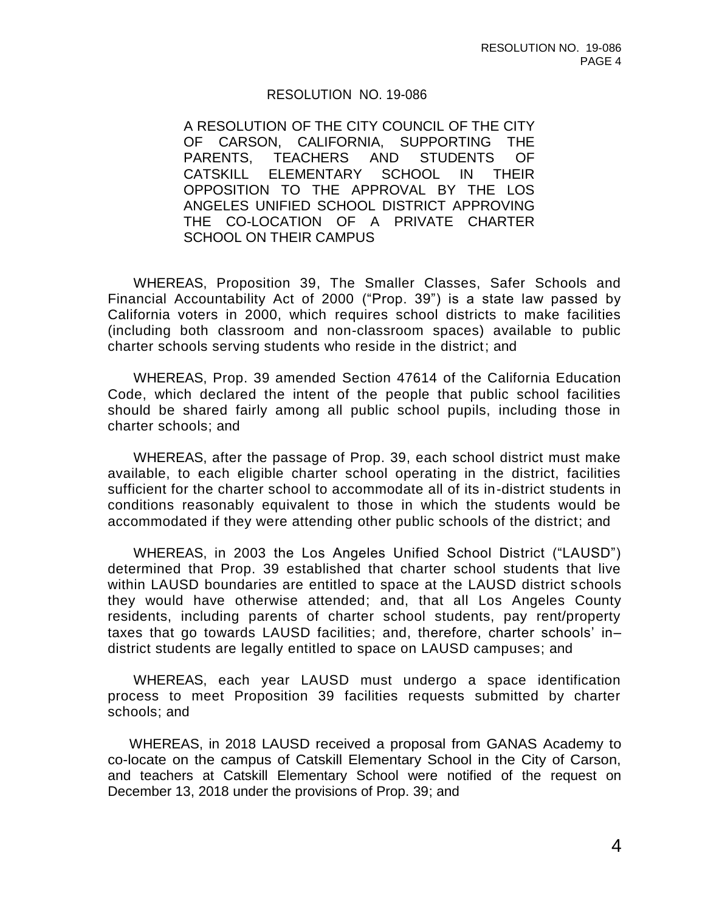# RESOLUTION NO. 19-086

**A RESOLUTION OF THE CITY COUNCIL OF THE CITY OF CARSON, CALIFORNIA, SUPPORTING THE PARENTS, TEACHERS AND STUDENTS OF CATSKILL ELEMENTARY SCHOOL IN THEIR OPPOSITION TO THE APPROVAL BY THE LOS ANGELES UNIFIED SCHOOL DISTRICT APPROVING THE CO-LOCATION OF A PRIVATE CHARTER SCHOOL ON THEIR CAMPUS**

WHEREAS, Proposition 39, The Smaller Classes, Safer Schools and Financial Accountability Act of 2000 ("Prop. 39") is a state law passed by California voters in 2000, which requires school districts to make facilities (including both classroom and non-classroom spaces) available to public charter schools serving students who reside in the district; and

WHEREAS, Prop. 39 amended Section 47614 of the California Education Code, which declared the intent of the people that public school facilities should be shared fairly among all public school pupils, including those in charter schools; and

WHEREAS, after the passage of Prop. 39, each school district must make available, to each eligible charter school operating in the district, facilities sufficient for the charter school to accommodate all of its in-district students in conditions reasonably equivalent to those in which the students would be accommodated if they were attending other public schools of the district; and

WHEREAS, in 2003 the Los Angeles Unified School District ("LAUSD") determined that Prop. 39 established that charter school students that live within LAUSD boundaries are entitled to space at the LAUSD district schools they would have otherwise attended; and, that all Los Angeles County residents, including parents of charter school students, pay rent/property taxes that go towards LAUSD facilities; and, therefore, charter schools' in–district students are legally entitled to space on LAUSD campuses; and

WHEREAS, each year LAUSD must undergo a space identification process to meet Proposition 39 facilities requests submitted by charter schools; and

WHEREAS, in 2018 LAUSD received a proposal from GANAS Academy to co-locate on the campus of Catskill Elementary School in the City of Carson, and teachers at Catskill Elementary School were notified of the request on December 13, 2018 under the provisions of Prop. 39; and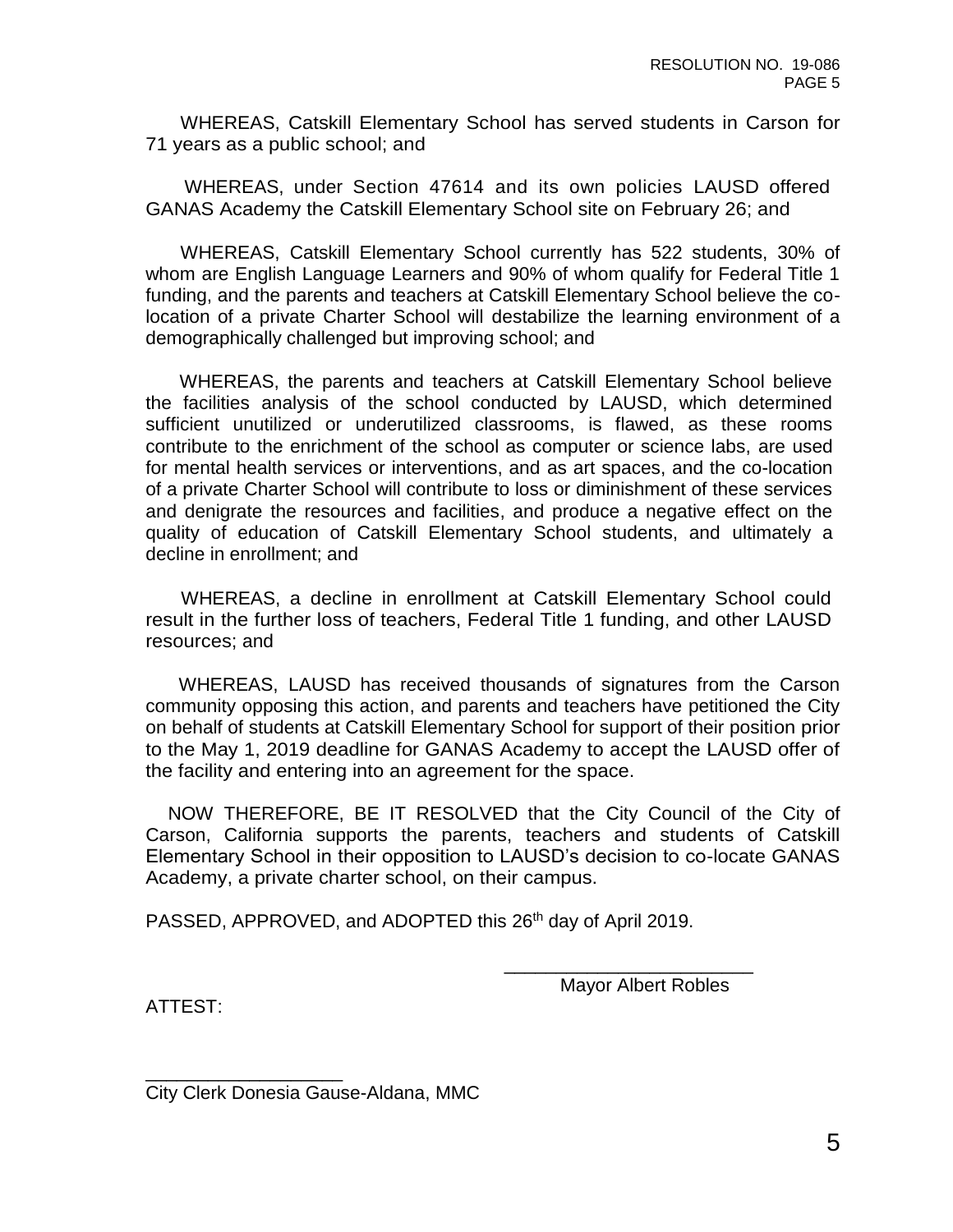WHEREAS, Catskill Elementary School has served students in Carson for 71 years as a public school; and

WHEREAS, under Section 47614 and its own policies LAUSD offered GANAS Academy the Catskill Elementary School site on February 26; and

WHEREAS, Catskill Elementary School currently has 522 students, 30% of whom are English Language Learners and 90% of whom qualify for Federal Title 1 funding, and the parents and teachers at Catskill Elementary School believe the co-location of a private Charter School will destabilize the learning environment of a demographically challenged but improving school; and

WHEREAS, the parents and teachers at Catskill Elementary School believe the facilities analysis of the school conducted by LAUSD, which determined sufficient unutilized or underutilized classrooms, is flawed, as these rooms contribute to the enrichment of the school as computer or science labs, are used for mental health services or interventions, and as art spaces, and the co-location of a private Charter School will contribute to loss or diminishment of these services and denigrate the resources and facilities, and produce a negative effect on the quality of education of Catskill Elementary School students, and ultimately a decline in enrollment; and

WHEREAS, a decline in enrollment at Catskill Elementary School could result in the further loss of teachers, Federal Title 1 funding, and other LAUSD resources; and

WHEREAS, LAUSD has received thousands of signatures from the Carson community opposing this action, and parents and teachers have petitioned the City on behalf of students at Catskill Elementary School for support of their position prior to the May 1, 2019 deadline for GANAS Academy to accept the LAUSD offer of the facility and entering into an agreement for the space.

NOW THEREFORE, BE IT RESOLVED that the City Council of the City of Carson, California supports the parents, teachers and students of Catskill Elementary School in their opposition to LAUSD's decision to co-locate GANAS Academy, a private charter school, on their campus.

PASSED, APPROVED, and ADOPTED this 26th day of April 2019.

\_\_\_\_\_\_\_\_\_\_\_\_\_\_\_\_\_\_\_\_\_\_\_\_

Mayor Albert Robles

ATTEST:

\_\_\_\_\_\_\_\_\_\_\_\_\_\_\_\_\_\_\_\_

City Clerk Donesia Gause-Aldana, MMC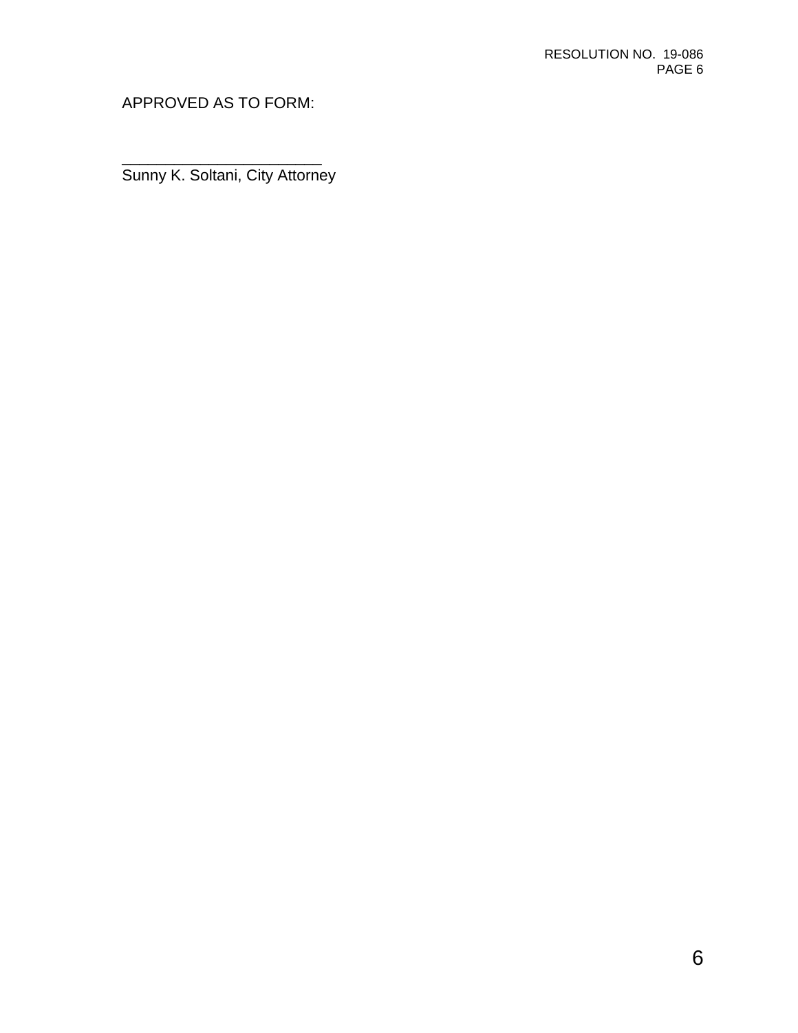APPROVED AS TO FORM:

_______________________
Sunny K. Soltani, City Attorney